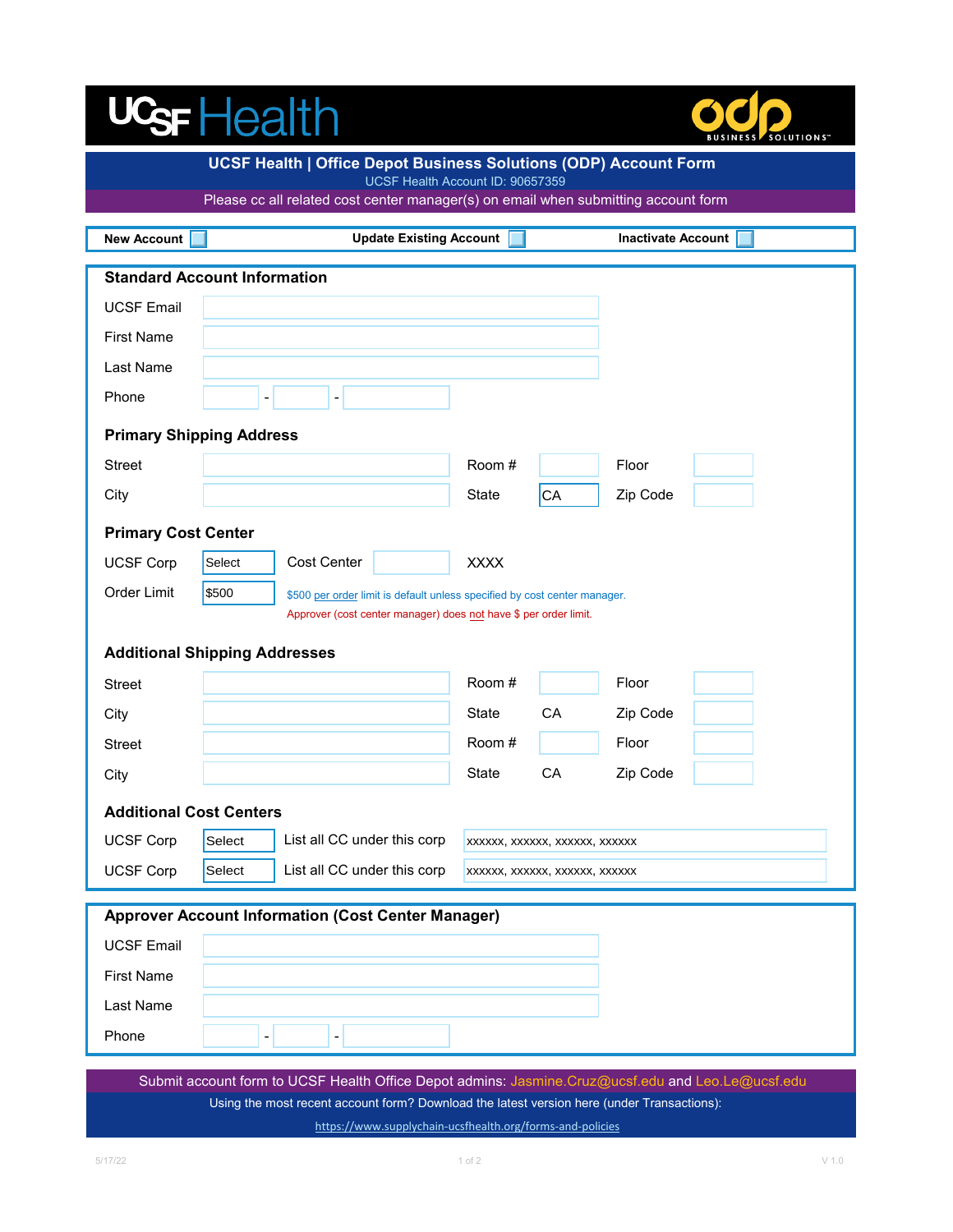UCSF Health | odp BUSINESS SOLUTIONS

# UCSF Health | Office Depot Business Solutions (ODP) Account Form

UCSF Health Account ID: 90657359

Please cc all related cost center manager(s) on email when submitting account form

**New Account** ☐ **Update Existing Account** ☐ **Inactivate Account** ☐

## Standard Account Information

UCSF Email

First Name

Last Name

Phone - -

### Primary Shipping Address

| Street | | Room # | | Floor | |
|---|---|---|---|---|---|
| City | | State | CA | Zip Code | |

### Primary Cost Center

UCSF Corp: Select  Cost Center  XXXX

Order Limit: $500

$500 per order limit is default unless specified by cost center manager.

Approver (cost center manager) does not have $ per order limit.

### Additional Shipping Addresses

| Street | | Room # | | Floor | |
|---|---|---|---|---|---|
| City | | State | CA | Zip Code | |
| Street | | Room # | | Floor | |
| City | | State | CA | Zip Code | |

### Additional Cost Centers

| UCSF Corp | Select | List all CC under this corp | xxxxxx, xxxxxx, xxxxxx, xxxxxx |
|---|---|---|---|
| UCSF Corp | Select | List all CC under this corp | xxxxxx, xxxxxx, xxxxxx, xxxxxx |

## Approver Account Information (Cost Center Manager)

UCSF Email

First Name

Last Name

Phone - -

Submit account form to UCSF Health Office Depot admins: Jasmine.Cruz@ucsf.edu and Leo.Le@ucsf.edu

Using the most recent account form? Download the latest version here (under Transactions):

https://www.supplychain-ucsfhealth.org/forms-and-policies

5/17/22  V 1.0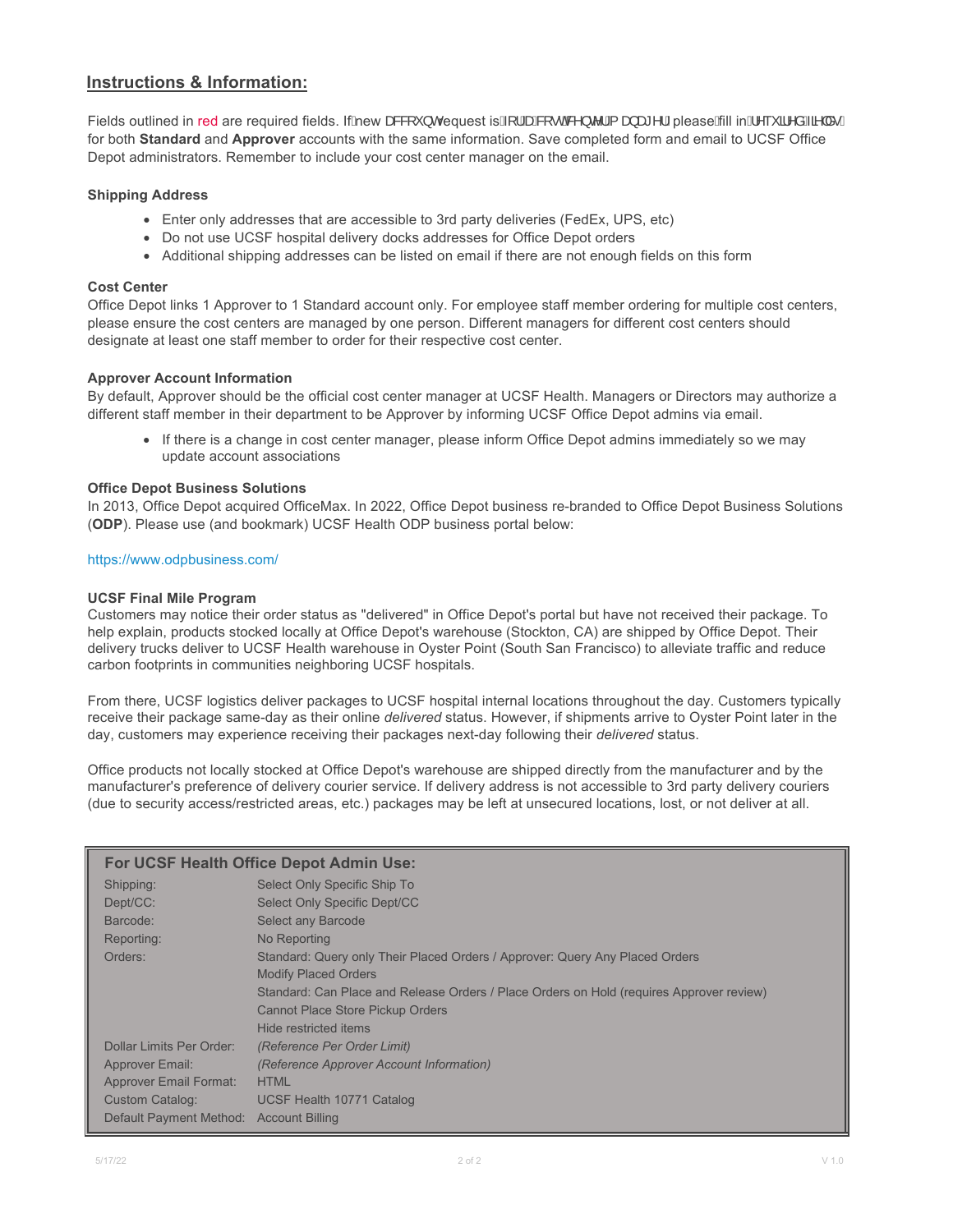## Instructions & Information:

Fields outlined in red are required fields. If new DFFRXQW request is IRUDFRVWFHQWHUPDQDJHU please fill in UHTXLUHGILHOGV for both **Standard** and **Approver** accounts with the same information. Save completed form and email to UCSF Office Depot administrators. Remember to include your cost center manager on the email.

### Shipping Address

- Enter only addresses that are accessible to 3rd party deliveries (FedEx, UPS, etc)
- Do not use UCSF hospital delivery docks addresses for Office Depot orders
- Additional shipping addresses can be listed on email if there are not enough fields on this form

### Cost Center

Office Depot links 1 Approver to 1 Standard account only. For employee staff member ordering for multiple cost centers, please ensure the cost centers are managed by one person. Different managers for different cost centers should designate at least one staff member to order for their respective cost center.

### Approver Account Information

By default, Approver should be the official cost center manager at UCSF Health. Managers or Directors may authorize a different staff member in their department to be Approver by informing UCSF Office Depot admins via email.

- If there is a change in cost center manager, please inform Office Depot admins immediately so we may update account associations

### Office Depot Business Solutions

In 2013, Office Depot acquired OfficeMax. In 2022, Office Depot business re-branded to Office Depot Business Solutions (**ODP**). Please use (and bookmark) UCSF Health ODP business portal below:

https://www.odpbusiness.com/

### UCSF Final Mile Program

Customers may notice their order status as "delivered" in Office Depot's portal but have not received their package. To help explain, products stocked locally at Office Depot's warehouse (Stockton, CA) are shipped by Office Depot. Their delivery trucks deliver to UCSF Health warehouse in Oyster Point (South San Francisco) to alleviate traffic and reduce carbon footprints in communities neighboring UCSF hospitals.

From there, UCSF logistics deliver packages to UCSF hospital internal locations throughout the day. Customers typically receive their package same-day as their online *delivered* status. However, if shipments arrive to Oyster Point later in the day, customers may experience receiving their packages next-day following their *delivered* status.

Office products not locally stocked at Office Depot's warehouse are shipped directly from the manufacturer and by the manufacturer's preference of delivery courier service. If delivery address is not accessible to 3rd party delivery couriers (due to security access/restricted areas, etc.) packages may be left at unsecured locations, lost, or not deliver at all.

### For UCSF Health Office Depot Admin Use:

| | |
|---|---|
| Shipping: | Select Only Specific Ship To |
| Dept/CC: | Select Only Specific Dept/CC |
| Barcode: | Select any Barcode |
| Reporting: | No Reporting |
| Orders: | Standard: Query only Their Placed Orders / Approver: Query Any Placed Orders |
| | Modify Placed Orders |
| | Standard: Can Place and Release Orders / Place Orders on Hold (requires Approver review) |
| | Cannot Place Store Pickup Orders |
| | Hide restricted items |
| Dollar Limits Per Order: | *(Reference Per Order Limit)* |
| Approver Email: | *(Reference Approver Account Information)* |
| Approver Email Format: | HTML |
| Custom Catalog: | UCSF Health 10771 Catalog |
| Default Payment Method: | Account Billing |